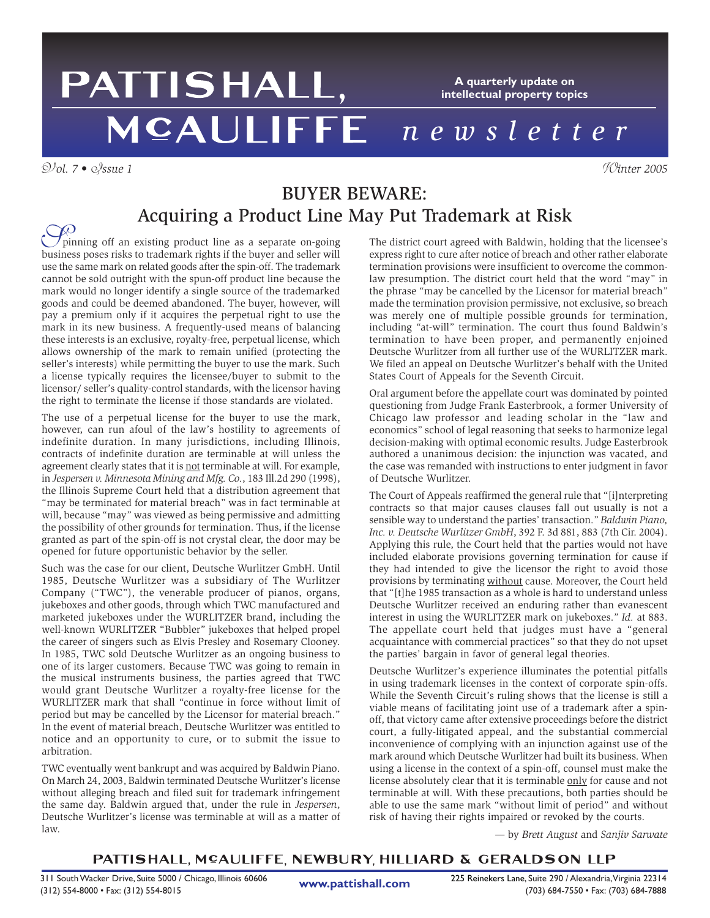# PATTISHALL, MCAULIFFE newsletter

**A quarterly update on intellectual property topics**

*Vol. 7 • Issue 1* *Winter 2005*

## BUYER BEWARE:
## Acquiring a Product Line May Put Trademark at Risk

Spinning off an existing product line as a separate on-going business poses risks to trademark rights if the buyer and seller will use the same mark on related goods after the spin-off. The trademark cannot be sold outright with the spun-off product line because the mark would no longer identify a single source of the trademarked goods and could be deemed abandoned. The buyer, however, will pay a premium only if it acquires the perpetual right to use the mark in its new business. A frequently-used means of balancing these interests is an exclusive, royalty-free, perpetual license, which allows ownership of the mark to remain unified (protecting the seller's interests) while permitting the buyer to use the mark. Such a license typically requires the licensee/buyer to submit to the licensor/ seller's quality-control standards, with the licensor having the right to terminate the license if those standards are violated.

The use of a perpetual license for the buyer to use the mark, however, can run afoul of the law's hostility to agreements of indefinite duration. In many jurisdictions, including Illinois, contracts of indefinite duration are terminable at will unless the agreement clearly states that it is not terminable at will. For example, in *Jespersen v. Minnesota Mining and Mfg. Co.*, 183 Ill.2d 290 (1998), the Illinois Supreme Court held that a distribution agreement that "may be terminated for material breach" was in fact terminable at will, because "may" was viewed as being permissive and admitting the possibility of other grounds for termination. Thus, if the license granted as part of the spin-off is not crystal clear, the door may be opened for future opportunistic behavior by the seller.

Such was the case for our client, Deutsche Wurlitzer GmbH. Until 1985, Deutsche Wurlitzer was a subsidiary of The Wurlitzer Company ("TWC"), the venerable producer of pianos, organs, jukeboxes and other goods, through which TWC manufactured and marketed jukeboxes under the WURLITZER brand, including the well-known WURLITZER "Bubbler" jukeboxes that helped propel the career of singers such as Elvis Presley and Rosemary Clooney. In 1985, TWC sold Deutsche Wurlitzer as an ongoing business to one of its larger customers. Because TWC was going to remain in the musical instruments business, the parties agreed that TWC would grant Deutsche Wurlitzer a royalty-free license for the WURLITZER mark that shall "continue in force without limit of period but may be cancelled by the Licensor for material breach." In the event of material breach, Deutsche Wurlitzer was entitled to notice and an opportunity to cure, or to submit the issue to arbitration.

TWC eventually went bankrupt and was acquired by Baldwin Piano. On March 24, 2003, Baldwin terminated Deutsche Wurlitzer's license without alleging breach and filed suit for trademark infringement the same day. Baldwin argued that, under the rule in *Jespersen*, Deutsche Wurlitzer's license was terminable at will as a matter of law.

The district court agreed with Baldwin, holding that the licensee's express right to cure after notice of breach and other rather elaborate termination provisions were insufficient to overcome the common-law presumption. The district court held that the word "may" in the phrase "may be cancelled by the Licensor for material breach" made the termination provision permissive, not exclusive, so breach was merely one of multiple possible grounds for termination, including "at-will" termination. The court thus found Baldwin's termination to have been proper, and permanently enjoined Deutsche Wurlitzer from all further use of the WURLITZER mark. We filed an appeal on Deutsche Wurlitzer's behalf with the United States Court of Appeals for the Seventh Circuit.

Oral argument before the appellate court was dominated by pointed questioning from Judge Frank Easterbrook, a former University of Chicago law professor and leading scholar in the "law and economics" school of legal reasoning that seeks to harmonize legal decision-making with optimal economic results. Judge Easterbrook authored a unanimous decision: the injunction was vacated, and the case was remanded with instructions to enter judgment in favor of Deutsche Wurlitzer.

The Court of Appeals reaffirmed the general rule that "[i]nterpreting contracts so that major causes clauses fall out usually is not a sensible way to understand the parties' transaction." *Baldwin Piano, Inc. v. Deutsche Wurlitzer GmbH*, 392 F. 3d 881, 883 (7th Cir. 2004). Applying this rule, the Court held that the parties would not have included elaborate provisions governing termination for cause if they had intended to give the licensor the right to avoid those provisions by terminating without cause. Moreover, the Court held that "[t]he 1985 transaction as a whole is hard to understand unless Deutsche Wurlitzer received an enduring rather than evanescent interest in using the WURLITZER mark on jukeboxes." *Id.* at 883. The appellate court held that judges must have a "general acquaintance with commercial practices" so that they do not upset the parties' bargain in favor of general legal theories.

Deutsche Wurlitzer's experience illuminates the potential pitfalls in using trademark licenses in the context of corporate spin-offs. While the Seventh Circuit's ruling shows that the license is still a viable means of facilitating joint use of a trademark after a spin-off, that victory came after extensive proceedings before the district court, a fully-litigated appeal, and the substantial commercial inconvenience of complying with an injunction against use of the mark around which Deutsche Wurlitzer had built its business. When using a license in the context of a spin-off, counsel must make the license absolutely clear that it is terminable only for cause and not terminable at will. With these precautions, both parties should be able to use the same mark "without limit of period" and without risk of having their rights impaired or revoked by the courts.

— by *Brett August* and *Sanjiv Sarwate*

**PATTISHALL, MCAULIFFE, NEWBURY, HILLIARD & GERALDSON LLP**

311 South Wacker Drive, Suite 5000 / Chicago, Illinois 60606
(312) 554-8000 • Fax: (312) 554-8015

www.pattishall.com

225 Reinekers Lane, Suite 290 / Alexandria, Virginia 22314
(703) 684-7550 • Fax: (703) 684-7888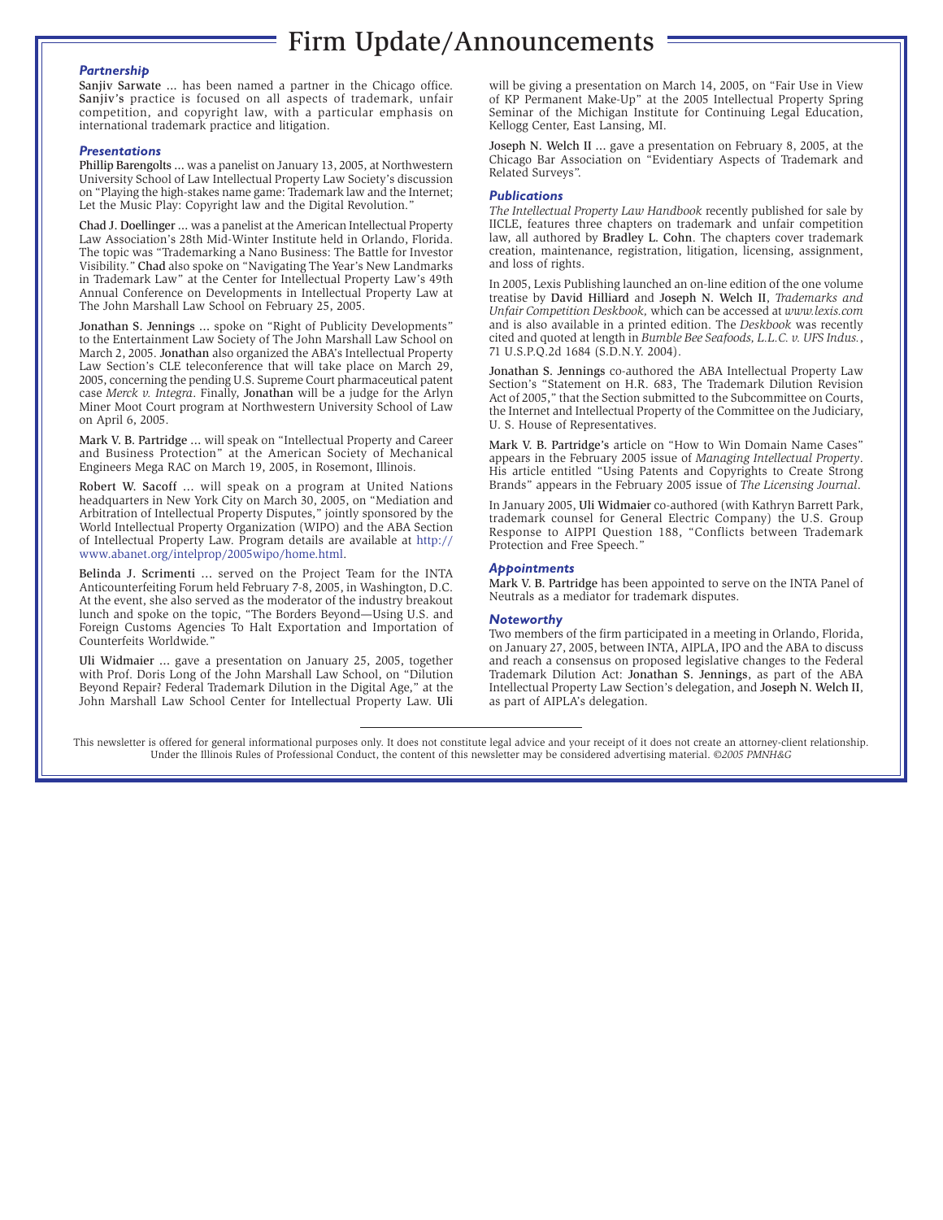# Firm Update/Announcements

### *Partnership*

**Sanjiv Sarwate** ... has been named a partner in the Chicago office. **Sanjiv's** practice is focused on all aspects of trademark, unfair competition, and copyright law, with a particular emphasis on international trademark practice and litigation.

### *Presentations*

**Phillip Barengolts** ... was a panelist on January 13, 2005, at Northwestern University School of Law Intellectual Property Law Society's discussion on "Playing the high-stakes name game: Trademark law and the Internet; Let the Music Play: Copyright law and the Digital Revolution."

**Chad J. Doellinger** ... was a panelist at the American Intellectual Property Law Association's 28th Mid-Winter Institute held in Orlando, Florida. The topic was "Trademarking a Nano Business: The Battle for Investor Visibility." **Chad** also spoke on "Navigating The Year's New Landmarks in Trademark Law" at the Center for Intellectual Property Law's 49th Annual Conference on Developments in Intellectual Property Law at The John Marshall Law School on February 25, 2005.

**Jonathan S. Jennings** ... spoke on "Right of Publicity Developments" to the Entertainment Law Society of The John Marshall Law School on March 2, 2005. **Jonathan** also organized the ABA's Intellectual Property Law Section's CLE teleconference that will take place on March 29, 2005, concerning the pending U.S. Supreme Court pharmaceutical patent case *Merck v. Integra*. Finally, **Jonathan** will be a judge for the Arlyn Miner Moot Court program at Northwestern University School of Law on April 6, 2005.

**Mark V. B. Partridge** ... will speak on "Intellectual Property and Career and Business Protection" at the American Society of Mechanical Engineers Mega RAC on March 19, 2005, in Rosemont, Illinois.

**Robert W. Sacoff** ... will speak on a program at United Nations headquarters in New York City on March 30, 2005, on "Mediation and Arbitration of Intellectual Property Disputes," jointly sponsored by the World Intellectual Property Organization (WIPO) and the ABA Section of Intellectual Property Law. Program details are available at http://www.abanet.org/intelprop/2005wipo/home.html.

**Belinda J. Scrimenti** ... served on the Project Team for the INTA Anticounterfeiting Forum held February 7-8, 2005, in Washington, D.C. At the event, she also served as the moderator of the industry breakout lunch and spoke on the topic, "The Borders Beyond—Using U.S. and Foreign Customs Agencies To Halt Exportation and Importation of Counterfeits Worldwide."

**Uli Widmaier** ... gave a presentation on January 25, 2005, together with Prof. Doris Long of the John Marshall Law School, on "Dilution Beyond Repair? Federal Trademark Dilution in the Digital Age," at the John Marshall Law School Center for Intellectual Property Law. **Uli** will be giving a presentation on March 14, 2005, on "Fair Use in View of KP Permanent Make-Up" at the 2005 Intellectual Property Spring Seminar of the Michigan Institute for Continuing Legal Education, Kellogg Center, East Lansing, MI.

**Joseph N. Welch II** ... gave a presentation on February 8, 2005, at the Chicago Bar Association on "Evidentiary Aspects of Trademark and Related Surveys".

### *Publications*

*The Intellectual Property Law Handbook* recently published for sale by IICLE, features three chapters on trademark and unfair competition law, all authored by **Bradley L. Cohn**. The chapters cover trademark creation, maintenance, registration, litigation, licensing, assignment, and loss of rights.

In 2005, Lexis Publishing launched an on-line edition of the one volume treatise by **David Hilliard** and **Joseph N. Welch II**, *Trademarks and Unfair Competition Deskbook*, which can be accessed at *www.lexis.com* and is also available in a printed edition. The *Deskbook* was recently cited and quoted at length in *Bumble Bee Seafoods, L.L.C. v. UFS Indus.*, 71 U.S.P.Q.2d 1684 (S.D.N.Y. 2004).

**Jonathan S. Jennings** co-authored the ABA Intellectual Property Law Section's "Statement on H.R. 683, The Trademark Dilution Revision Act of 2005," that the Section submitted to the Subcommittee on Courts, the Internet and Intellectual Property of the Committee on the Judiciary, U. S. House of Representatives.

**Mark V. B. Partridge's** article on "How to Win Domain Name Cases" appears in the February 2005 issue of *Managing Intellectual Property*. His article entitled "Using Patents and Copyrights to Create Strong Brands" appears in the February 2005 issue of *The Licensing Journal*.

In January 2005, **Uli Widmaier** co-authored (with Kathryn Barrett Park, trademark counsel for General Electric Company) the U.S. Group Response to AIPPI Question 188, "Conflicts between Trademark Protection and Free Speech."

### *Appointments*

**Mark V. B. Partridge** has been appointed to serve on the INTA Panel of Neutrals as a mediator for trademark disputes.

### *Noteworthy*

Two members of the firm participated in a meeting in Orlando, Florida, on January 27, 2005, between INTA, AIPLA, IPO and the ABA to discuss and reach a consensus on proposed legislative changes to the Federal Trademark Dilution Act: **Jonathan S. Jennings**, as part of the ABA Intellectual Property Law Section's delegation, and **Joseph N. Welch II**, as part of AIPLA's delegation.

---

This newsletter is offered for general informational purposes only. It does not constitute legal advice and your receipt of it does not create an attorney-client relationship. Under the Illinois Rules of Professional Conduct, the content of this newsletter may be considered advertising material. *©2005 PMNH&G*